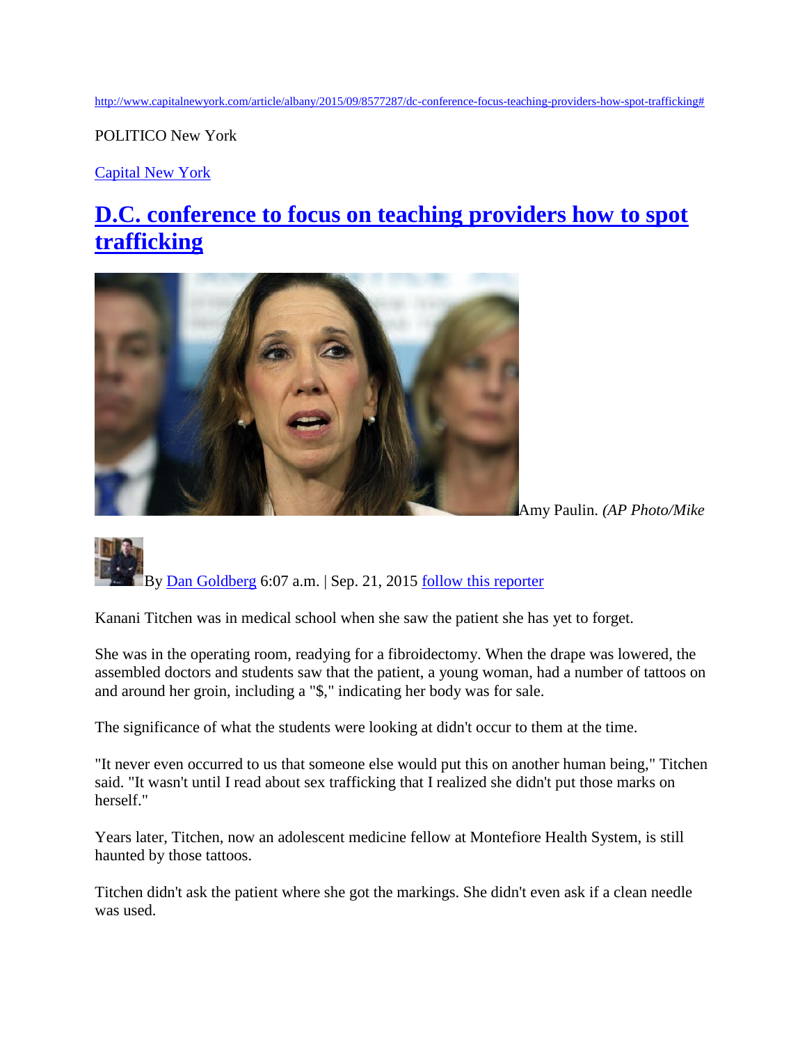http://www.capitalnewyork.com/article/albany/2015/09/8577287/dc-conference-focus-teaching-providers-how-spot-trafficking#

POLITICO New York

Capital New York

# D.C. conference to focus on teaching providers how to spot trafficking

Amy Paulin. *(AP Photo/Mike*

By Dan Goldberg 6:07 a.m. | Sep. 21, 2015 follow this reporter

Kanani Titchen was in medical school when she saw the patient she has yet to forget.

She was in the operating room, readying for a fibroidectomy. When the drape was lowered, the assembled doctors and students saw that the patient, a young woman, had a number of tattoos on and around her groin, including a "$," indicating her body was for sale.

The significance of what the students were looking at didn't occur to them at the time.

"It never even occurred to us that someone else would put this on another human being," Titchen said. "It wasn't until I read about sex trafficking that I realized she didn't put those marks on herself."

Years later, Titchen, now an adolescent medicine fellow at Montefiore Health System, is still haunted by those tattoos.

Titchen didn't ask the patient where she got the markings. She didn't even ask if a clean needle was used.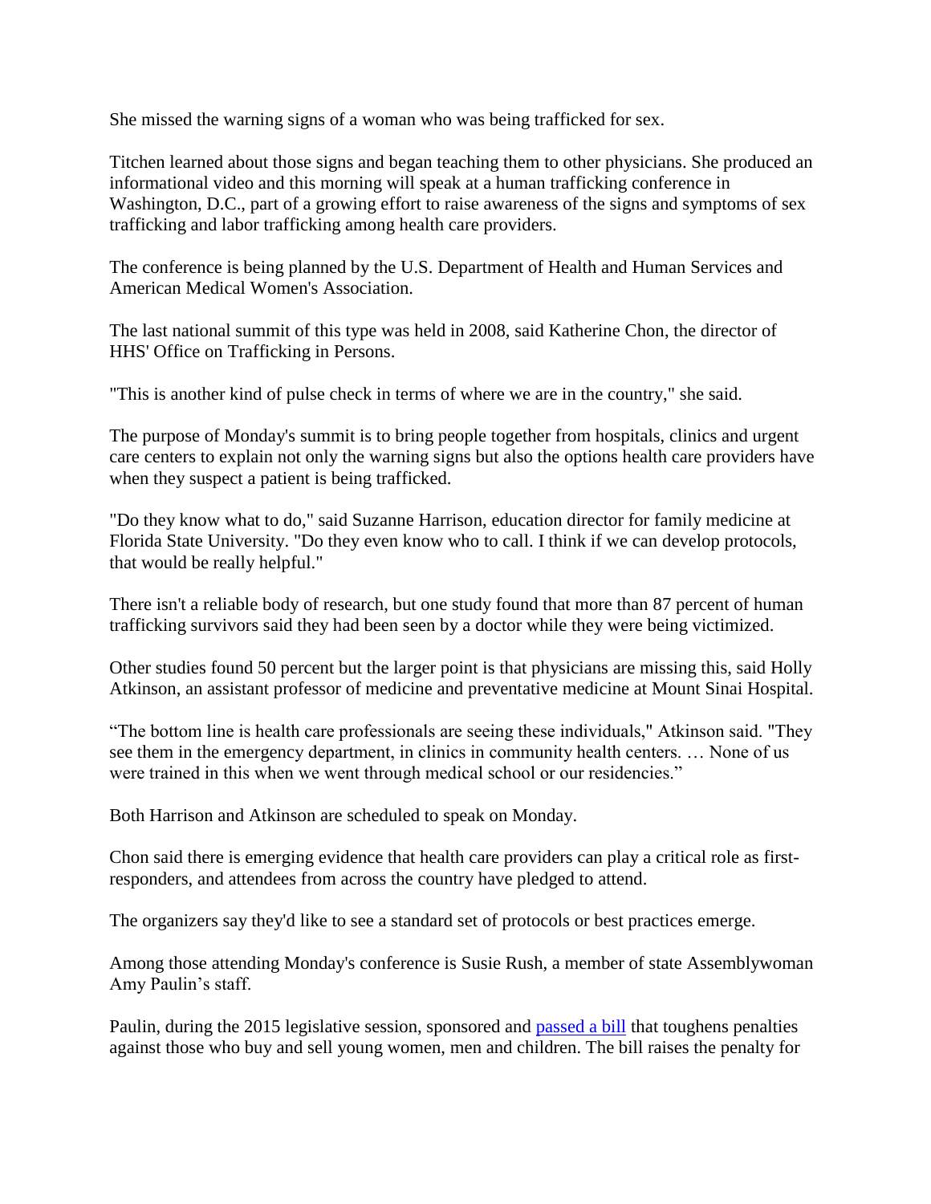She missed the warning signs of a woman who was being trafficked for sex.

Titchen learned about those signs and began teaching them to other physicians. She produced an informational video and this morning will speak at a human trafficking conference in Washington, D.C., part of a growing effort to raise awareness of the signs and symptoms of sex trafficking and labor trafficking among health care providers.

The conference is being planned by the U.S. Department of Health and Human Services and American Medical Women's Association.

The last national summit of this type was held in 2008, said Katherine Chon, the director of HHS' Office on Trafficking in Persons.

"This is another kind of pulse check in terms of where we are in the country," she said.

The purpose of Monday's summit is to bring people together from hospitals, clinics and urgent care centers to explain not only the warning signs but also the options health care providers have when they suspect a patient is being trafficked.

"Do they know what to do," said Suzanne Harrison, education director for family medicine at Florida State University. "Do they even know who to call. I think if we can develop protocols, that would be really helpful."

There isn't a reliable body of research, but one study found that more than 87 percent of human trafficking survivors said they had been seen by a doctor while they were being victimized.

Other studies found 50 percent but the larger point is that physicians are missing this, said Holly Atkinson, an assistant professor of medicine and preventative medicine at Mount Sinai Hospital.

"The bottom line is health care professionals are seeing these individuals," Atkinson said. "They see them in the emergency department, in clinics in community health centers. … None of us were trained in this when we went through medical school or our residencies."

Both Harrison and Atkinson are scheduled to speak on Monday.

Chon said there is emerging evidence that health care providers can play a critical role as first-responders, and attendees from across the country have pledged to attend.

The organizers say they'd like to see a standard set of protocols or best practices emerge.

Among those attending Monday's conference is Susie Rush, a member of state Assemblywoman Amy Paulin's staff.

Paulin, during the 2015 legislative session, sponsored and passed a bill that toughens penalties against those who buy and sell young women, men and children. The bill raises the penalty for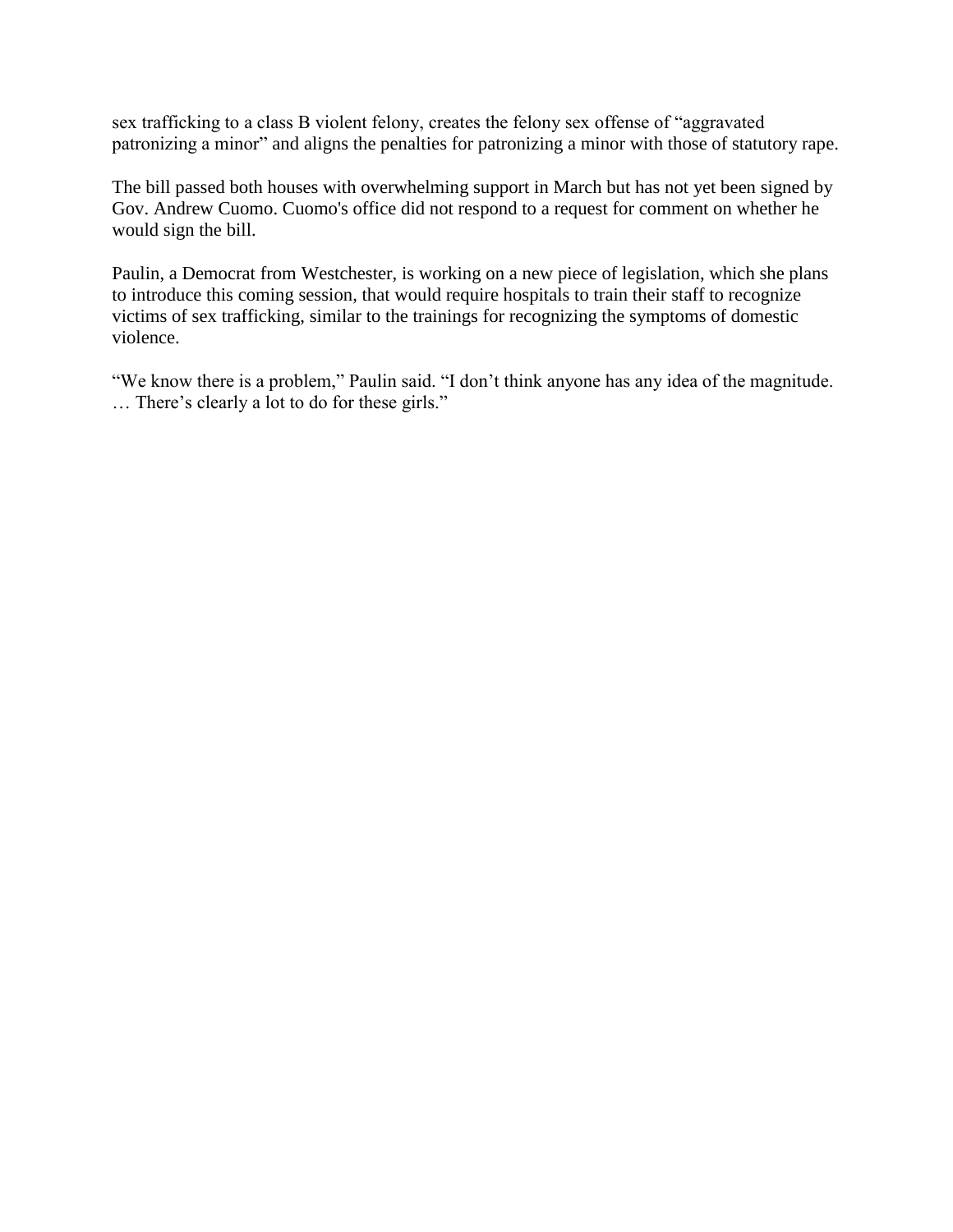sex trafficking to a class B violent felony, creates the felony sex offense of "aggravated patronizing a minor" and aligns the penalties for patronizing a minor with those of statutory rape.

The bill passed both houses with overwhelming support in March but has not yet been signed by Gov. Andrew Cuomo. Cuomo's office did not respond to a request for comment on whether he would sign the bill.

Paulin, a Democrat from Westchester, is working on a new piece of legislation, which she plans to introduce this coming session, that would require hospitals to train their staff to recognize victims of sex trafficking, similar to the trainings for recognizing the symptoms of domestic violence.

"We know there is a problem," Paulin said. "I don't think anyone has any idea of the magnitude. … There's clearly a lot to do for these girls."